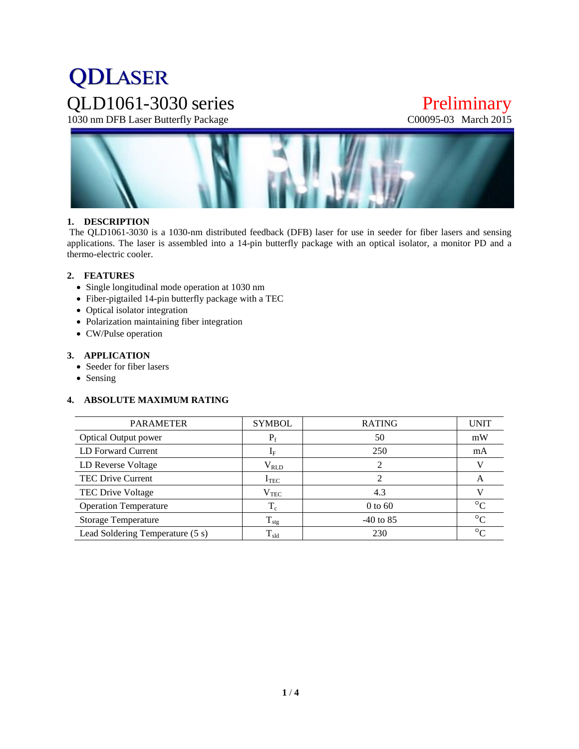# QDLASER

## QLD1061-3030 series

1030 nm DFB Laser Butterfly Package

Preliminary

C00095-03 March 2015

### 1. DESCRIPTION

The QLD1061-3030 is a 1030-nm distributed feedback (DFB) laser for use in seeder for fiber lasers and sensing applications. The laser is assembled into a 14-pin butterfly package with an optical isolator, a monitor PD and a thermo-electric cooler.

### 2. FEATURES

- Single longitudinal mode operation at 1030 nm
- Fiber-pigtailed 14-pin butterfly package with a TEC
- Optical isolator integration
- Polarization maintaining fiber integration
- CW/Pulse operation

### 3. APPLICATION

- Seeder for fiber lasers
- Sensing

### 4. ABSOLUTE MAXIMUM RATING

| PARAMETER | SYMBOL | RATING | UNIT |
|---|---|---|---|
| Optical Output power | $P_f$ | 50 | mW |
| LD Forward Current | $I_F$ | 250 | mA |
| LD Reverse Voltage | $V_{RLD}$ | 2 | V |
| TEC Drive Current | $I_{TEC}$ | 2 | A |
| TEC Drive Voltage | $V_{TEC}$ | 4.3 | V |
| Operation Temperature | $T_c$ | 0 to 60 | °C |
| Storage Temperature | $T_{stg}$ | -40 to 85 | °C |
| Lead Soldering Temperature (5 s) | $T_{sld}$ | 230 | °C |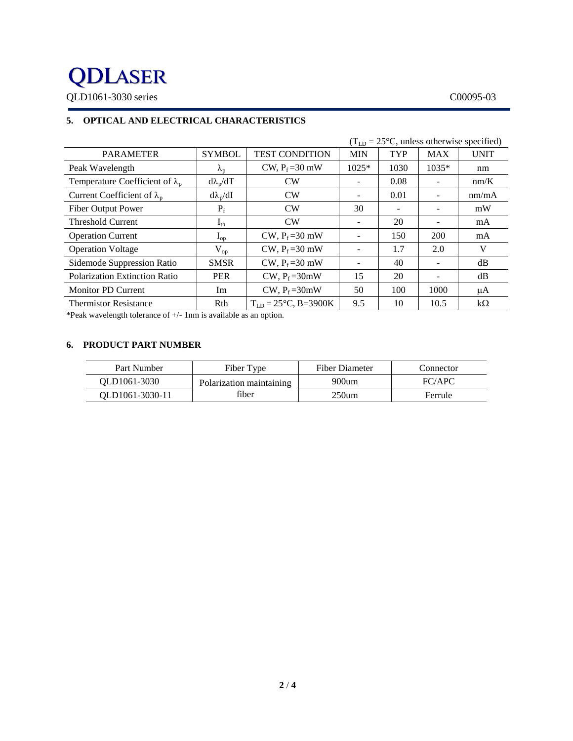## 5. OPTICAL AND ELECTRICAL CHARACTERISTICS

($T_{LD}$ = 25°C, unless otherwise specified)

| PARAMETER | SYMBOL | TEST CONDITION | MIN | TYP | MAX | UNIT |
|---|---|---|---|---|---|---|
| Peak Wavelength | $\lambda_p$ | CW, $P_f$ =30 mW | 1025* | 1030 | 1035* | nm |
| Temperature Coefficient of $\lambda_p$ | $d\lambda_p/dT$ | CW | - | 0.08 | - | nm/K |
| Current Coefficient of $\lambda_p$ | $d\lambda_p/dI$ | CW | - | 0.01 | - | nm/mA |
| Fiber Output Power | $P_f$ | CW | 30 | - | - | mW |
| Threshold Current | $I_{th}$ | CW | - | 20 | - | mA |
| Operation Current | $I_{op}$ | CW, $P_f$ =30 mW | - | 150 | 200 | mA |
| Operation Voltage | $V_{op}$ | CW, $P_f$ =30 mW | - | 1.7 | 2.0 | V |
| Sidemode Suppression Ratio | SMSR | CW, $P_f$ =30 mW | - | 40 | - | dB |
| Polarization Extinction Ratio | PER | CW, $P_f$ =30mW | 15 | 20 | - | dB |
| Monitor PD Current | Im | CW, $P_f$ =30mW | 50 | 100 | 1000 | μA |
| Thermistor Resistance | Rth | $T_{LD}$ = 25°C, B=3900K | 9.5 | 10 | 10.5 | kΩ |

*Peak wavelength tolerance of +/- 1nm is available as an option.

## 6. PRODUCT PART NUMBER

| Part Number | Fiber Type | Fiber Diameter | Connector |
|---|---|---|---|
| QLD1061-3030 | Polarization maintaining fiber | 900um | FC/APC |
| QLD1061-3030-11 | | 250um | Ferrule |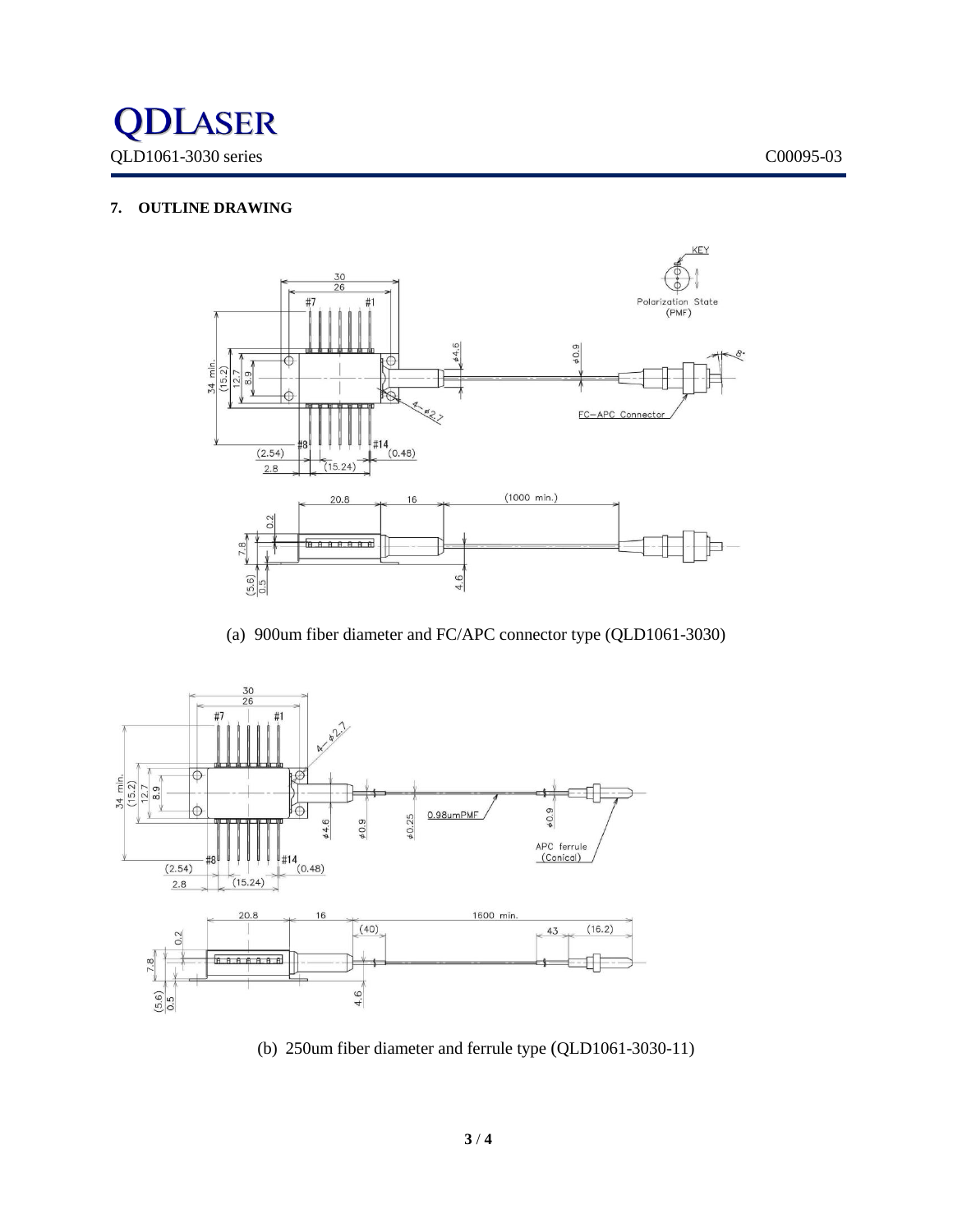## 7. OUTLINE DRAWING

(a) 900um fiber diameter and FC/APC connector type (QLD1061-3030)

(b) 250um fiber diameter and ferrule type (QLD1061-3030-11)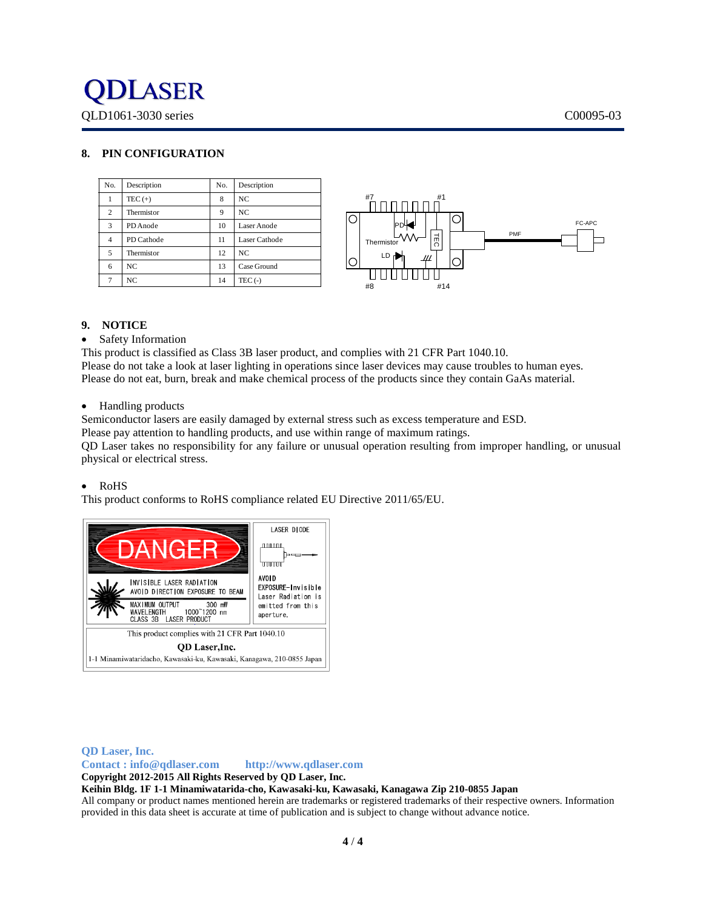## 8. PIN CONFIGURATION

| No. | Description | No. | Description |
|---|---|---|---|
| 1 | TEC (+) | 8 | NC |
| 2 | Thermistor | 9 | NC |
| 3 | PD Anode | 10 | Laser Anode |
| 4 | PD Cathode | 11 | Laser Cathode |
| 5 | Thermistor | 12 | NC |
| 6 | NC | 13 | Case Ground |
| 7 | NC | 14 | TEC (-) |

#7 #1
PD
Thermistor
TEC
LD
PMF
FC-APC
#8 #14

## 9. NOTICE

- Safety Information

This product is classified as Class 3B laser product, and complies with 21 CFR Part 1040.10.
Please do not take a look at laser lighting in operations since laser devices may cause troubles to human eyes.
Please do not eat, burn, break and make chemical process of the products since they contain GaAs material.

- Handling products

Semiconductor lasers are easily damaged by external stress such as excess temperature and ESD.
Please pay attention to handling products, and use within range of maximum ratings.
QD Laser takes no responsibility for any failure or unusual operation resulting from improper handling, or unusual physical or electrical stress.

- RoHS

This product conforms to RoHS compliance related EU Directive 2011/65/EU.

DANGER
INVISIBLE LASER RADIATION
AVOID DIRECTION EXPOSURE TO BEAM
MAXIMUM OUTPUT 300 mW
WAVELENGTH 1000~1200 nm
CLASS 3B LASER PRODUCT

LASER DIODE
AVOID EXPOSURE-Invisible Laser Radiation is emitted from this aperture.

This product complies with 21 CFR Part 1040.10
**QD Laser,Inc.**
1-1 Minamiwataridacho, Kawasaki-ku, Kawasaki, Kanagawa, 210-0855 Japan

**QD Laser, Inc.**
**Contact : info@qdlaser.com** **http://www.qdlaser.com**
**Copyright 2012-2015 All Rights Reserved by QD Laser, Inc.**
**Keihin Bldg. 1F 1-1 Minamiwatarida-cho, Kawasaki-ku, Kawasaki, Kanagawa Zip 210-0855 Japan**
All company or product names mentioned herein are trademarks or registered trademarks of their respective owners. Information provided in this data sheet is accurate at time of publication and is subject to change without advance notice.